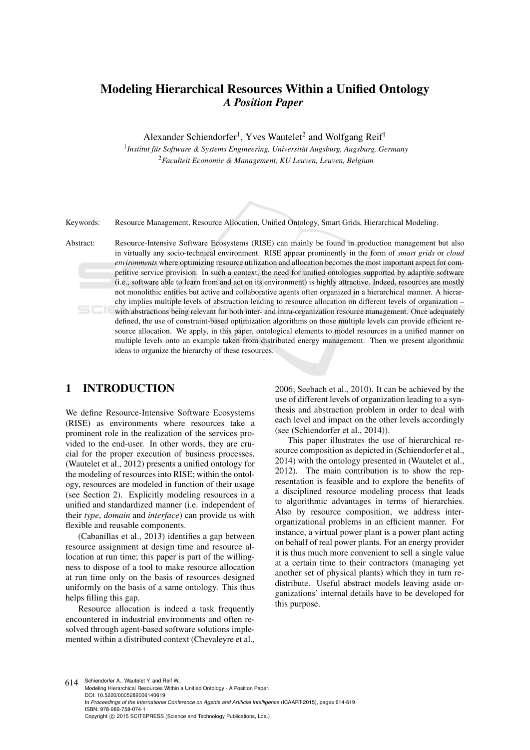# Modeling Hierarchical Resources Within a Unified Ontology
## *A Position Paper*

Alexander Schiendorfer[1], Yves Wautelet[2] and Wolfgang Reif[1]

[1]*Institut für Software & Systems Engineering, Universität Augsburg, Augsburg, Germany*
[2]*Faculteit Economie & Management, KU Leuven, Leuven, Belgium*

Keywords: Resource Management, Resource Allocation, Unified Ontology, Smart Grids, Hierarchical Modeling.

Abstract: Resource-Intensive Software Ecosystems (RISE) can mainly be found in production management but also in virtually any socio-technical environment. RISE appear prominently in the form of *smart grids* or *cloud environments* where optimizing resource utilization and allocation becomes the most important aspect for competitive service provision. In such a context, the need for unified ontologies supported by adaptive software (i.e., software able to learn from and act on its environment) is highly attractive. Indeed, resources are mostly not monolithic entities but active and collaborative agents often organized in a hierarchical manner. A hierarchy implies multiple levels of abstraction leading to resource allocation on different levels of organization – with abstractions being relevant for both inter- and intra-organization resource management. Once adequately defined, the use of constraint-based optimization algorithms on those multiple levels can provide efficient resource allocation. We apply, in this paper, ontological elements to model resources in a unified manner on multiple levels onto an example taken from distributed energy management. Then we present algorithmic ideas to organize the hierarchy of these resources.

## 1 INTRODUCTION

We define Resource-Intensive Software Ecosystems (RISE) as environments where resources take a prominent role in the realization of the services provided to the end-user. In other words, they are crucial for the proper execution of business processes. (Wautelet et al., 2012) presents a unified ontology for the modeling of resources into RISE; within the ontology, resources are modeled in function of their usage (see Section 2). Explicitly modeling resources in a unified and standardized manner (i.e. independent of their *type*, *domain* and *interface*) can provide us with flexible and reusable components.

(Cabanillas et al., 2013) identifies a gap between resource assignment at design time and resource allocation at run time; this paper is part of the willingness to dispose of a tool to make resource allocation at run time only on the basis of resources designed uniformly on the basis of a same ontology. This thus helps filling this gap.

Resource allocation is indeed a task frequently encountered in industrial environments and often resolved through agent-based software solutions implemented within a distributed context (Chevaleyre et al., 2006; Seebach et al., 2010). It can be achieved by the use of different levels of organization leading to a synthesis and abstraction problem in order to deal with each level and impact on the other levels accordingly (see (Schiendorfer et al., 2014)).

This paper illustrates the use of hierarchical resource composition as depicted in (Schiendorfer et al., 2014) with the ontology presented in (Wautelet et al., 2012). The main contribution is to show the representation is feasible and to explore the benefits of a disciplined resource modeling process that leads to algorithmic advantages in terms of hierarchies. Also by resource composition, we address inter-organizational problems in an efficient manner. For instance, a virtual power plant is a power plant acting on behalf of real power plants. For an energy provider it is thus much more convenient to sell a single value at a certain time to their contractors (managing yet another set of physical plants) which they in turn redistribute. Useful abstract models leaving aside organizations' internal details have to be developed for this purpose.

Schiendorfer A., Wautelet Y. and Reif W..
Modeling Hierarchical Resources Within a Unified Ontology - A Position Paper.
DOI: 10.5220/0005289006140619
In *Proceedings of the International Conference on Agents and Artificial Intelligence* (ICAART-2015), pages 614-619
ISBN: 978-989-758-074-1
Copyright © 2015 SCITEPRESS (Science and Technology Publications, Lda.)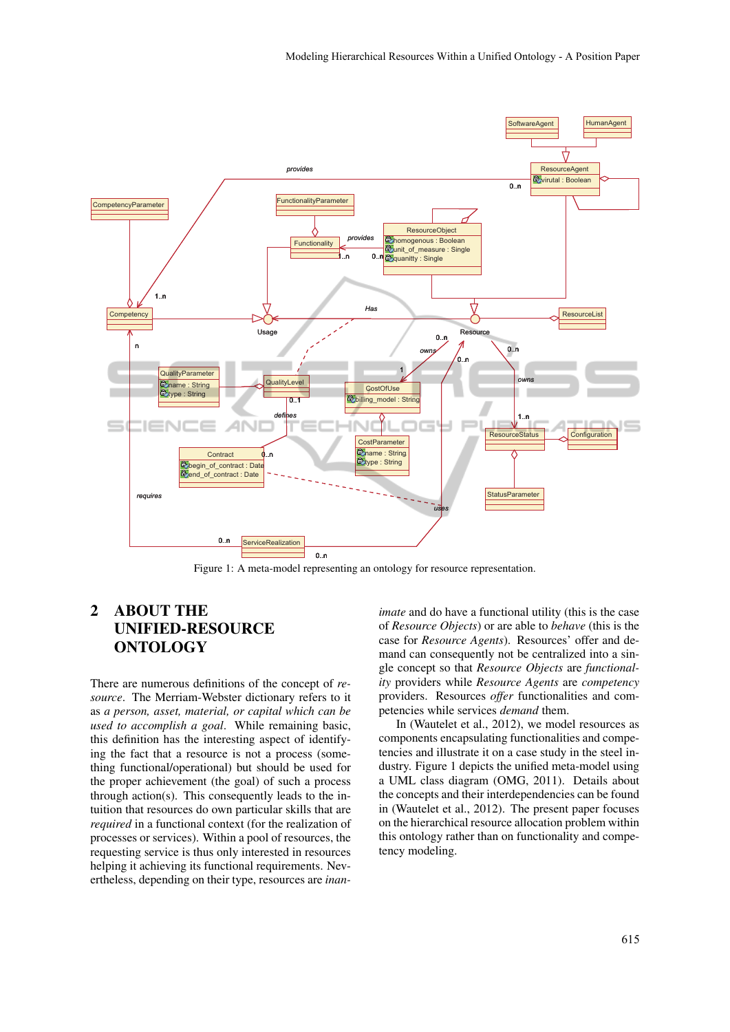Figure 1: A meta-model representing an ontology for resource representation.

## 2 ABOUT THE UNIFIED-RESOURCE ONTOLOGY

There are numerous definitions of the concept of *resource*. The Merriam-Webster dictionary refers to it as *a person, asset, material, or capital which can be used to accomplish a goal*. While remaining basic, this definition has the interesting aspect of identifying the fact that a resource is not a process (something functional/operational) but should be used for the proper achievement (the goal) of such a process through action(s). This consequently leads to the intuition that resources do own particular skills that are *required* in a functional context (for the realization of processes or services). Within a pool of resources, the requesting service is thus only interested in resources helping it achieving its functional requirements. Nevertheless, depending on their type, resources are *inanimate* and do have a functional utility (this is the case of *Resource Objects*) or are able to *behave* (this is the case for *Resource Agents*). Resources' offer and demand can consequently not be centralized into a single concept so that *Resource Objects* are *functionality* providers while *Resource Agents* are *competency* providers. Resources *offer* functionalities and competencies while services *demand* them.

In (Wautelet et al., 2012), we model resources as components encapsulating functionalities and competencies and illustrate it on a case study in the steel industry. Figure 1 depicts the unified meta-model using a UML class diagram (OMG, 2011). Details about the concepts and their interdependencies can be found in (Wautelet et al., 2012). The present paper focuses on the hierarchical resource allocation problem within this ontology rather than on functionality and competency modeling.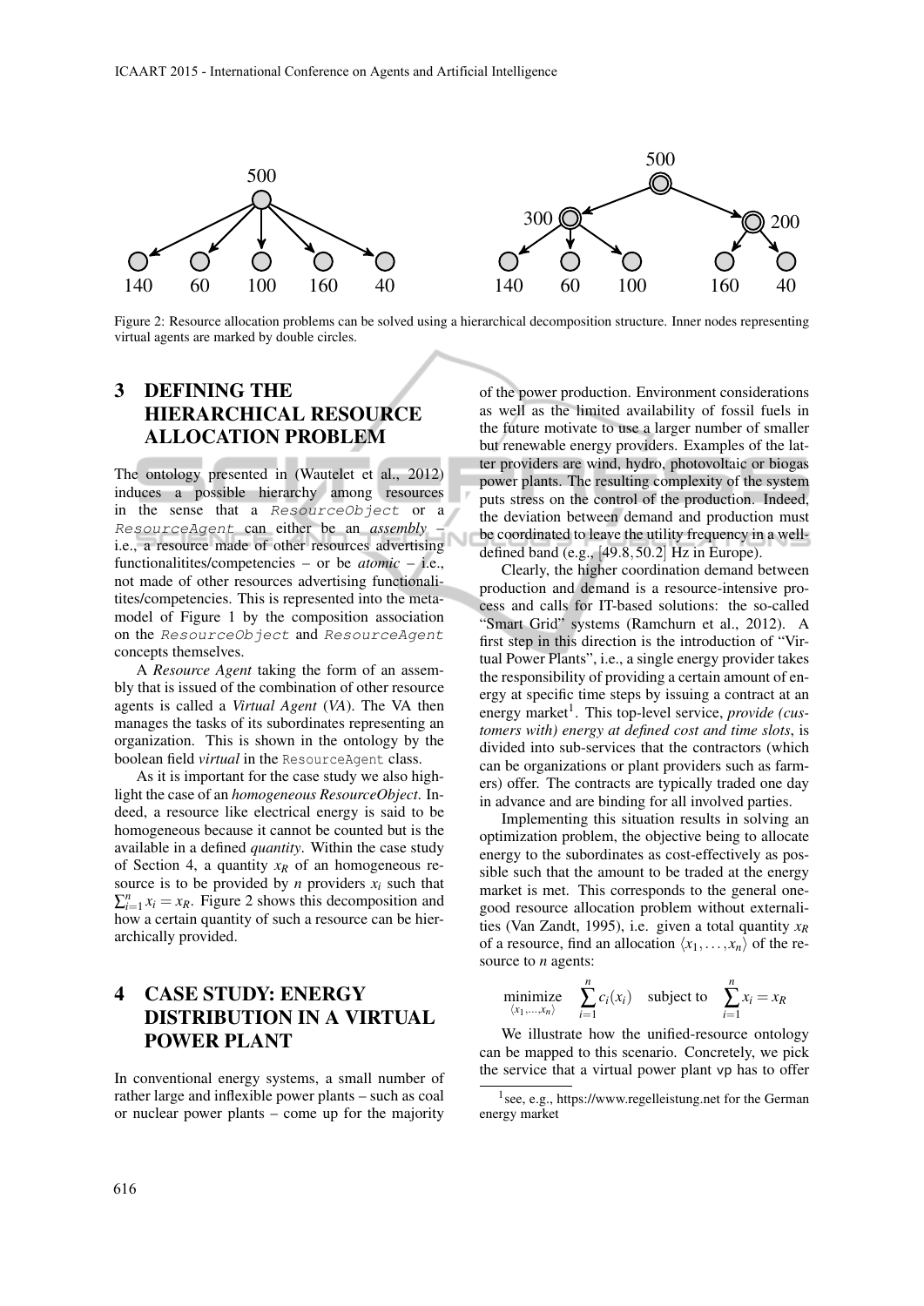Figure 2: Resource allocation problems can be solved using a hierarchical decomposition structure. Inner nodes representing virtual agents are marked by double circles.

## 3 DEFINING THE HIERARCHICAL RESOURCE ALLOCATION PROBLEM

The ontology presented in (Wautelet et al., 2012) induces a possible hierarchy among resources in the sense that a `ResourceObject` or a `ResourceAgent` can either be an *assembly* – i.e., a resource made of other resources advertising functionalitites/competencies – or be *atomic* – i.e., not made of other resources advertising functionalitites/competencies. This is represented into the metamodel of Figure 1 by the composition association on the `ResourceObject` and `ResourceAgent` concepts themselves.

A *Resource Agent* taking the form of an assembly that is issued of the combination of other resource agents is called a *Virtual Agent* (*VA*). The VA then manages the tasks of its subordinates representing an organization. This is shown in the ontology by the boolean field *virtual* in the `ResourceAgent` class.

As it is important for the case study we also highlight the case of an *homogeneous ResourceObject*. Indeed, a resource like electrical energy is said to be homogeneous because it cannot be counted but is the available in a defined *quantity*. Within the case study of Section 4, a quantity $x_R$ of an homogeneous resource is to be provided by $n$ providers $x_i$ such that $\sum_{i=1}^{n} x_i = x_R$. Figure 2 shows this decomposition and how a certain quantity of such a resource can be hierarchically provided.

## 4 CASE STUDY: ENERGY DISTRIBUTION IN A VIRTUAL POWER PLANT

In conventional energy systems, a small number of rather large and inflexible power plants – such as coal or nuclear power plants – come up for the majority of the power production. Environment considerations as well as the limited availability of fossil fuels in the future motivate to use a larger number of smaller but renewable energy providers. Examples of the latter providers are wind, hydro, photovoltaic or biogas power plants. The resulting complexity of the system puts stress on the control of the production. Indeed, the deviation between demand and production must be coordinated to leave the utility frequency in a well-defined band (e.g., $[49.8, 50.2]$ Hz in Europe).

Clearly, the higher coordination demand between production and demand is a resource-intensive process and calls for IT-based solutions: the so-called "Smart Grid" systems (Ramchurn et al., 2012). A first step in this direction is the introduction of "Virtual Power Plants", i.e., a single energy provider takes the responsibility of providing a certain amount of energy at specific time steps by issuing a contract at an energy market[1]. This top-level service, *provide (customers with) energy at defined cost and time slots*, is divided into sub-services that the contractors (which can be organizations or plant providers such as farmers) offer. The contracts are typically traded one day in advance and are binding for all involved parties.

Implementing this situation results in solving an optimization problem, the objective being to allocate energy to the subordinates as cost-effectively as possible such that the amount to be traded at the energy market is met. This corresponds to the general one-good resource allocation problem without externalities (Van Zandt, 1995), i.e. given a total quantity $x_R$ of a resource, find an allocation $\langle x_1, \ldots, x_n \rangle$ of the resource to $n$ agents:

$$\underset{\langle x_1, \ldots, x_n \rangle}{\text{minimize}} \quad \sum_{i=1}^{n} c_i(x_i) \quad \text{subject to} \quad \sum_{i=1}^{n} x_i = x_R$$

We illustrate how the unified-resource ontology can be mapped to this scenario. Concretely, we pick the service that a virtual power plant vp has to offer

[1] see, e.g., https://www.regelleistung.net for the German energy market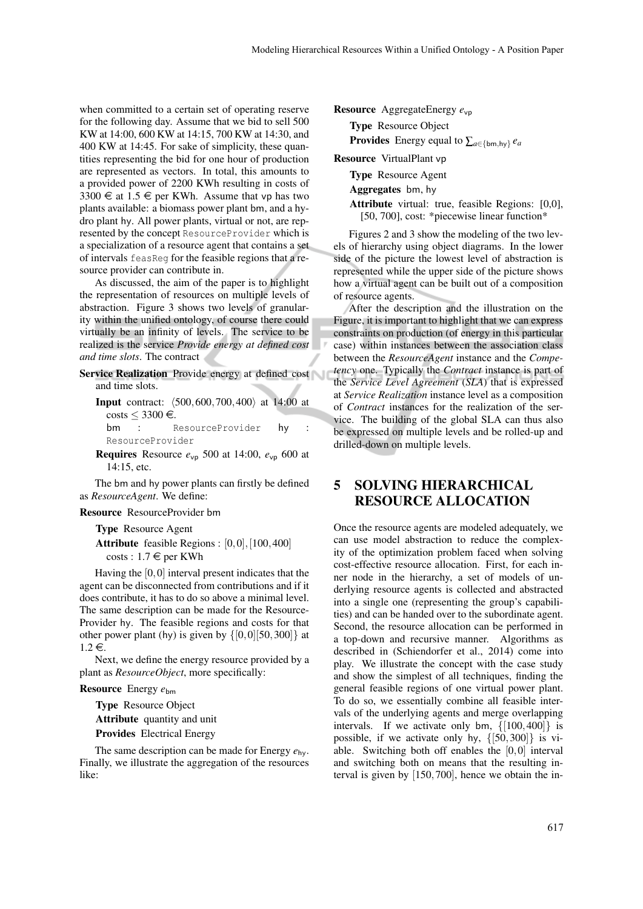when committed to a certain set of operating reserve for the following day. Assume that we bid to sell 500 KW at 14:00, 600 KW at 14:15, 700 KW at 14:30, and 400 KW at 14:45. For sake of simplicity, these quantities representing the bid for one hour of production are represented as vectors. In total, this amounts to a provided power of 2200 KWh resulting in costs of 3300 € at 1.5 € per KWh. Assume that vp has two plants available: a biomass power plant bm, and a hydro plant hy. All power plants, virtual or not, are represented by the concept `ResourceProvider` which is a specialization of a resource agent that contains a set of intervals `feasReg` for the feasible regions that a resource provider can contribute in.

As discussed, the aim of the paper is to highlight the representation of resources on multiple levels of abstraction. Figure 3 shows two levels of granularity within the unified ontology, of course there could virtually be an infinity of levels. The service to be realized is the service *Provide energy at defined cost and time slots*. The contract

**Service Realization** Provide energy at defined cost and time slots.

- **Input** contract: $\langle 500, 600, 700, 400\rangle$ at 14:00 at costs $\leq 3300$ €.
  bm : ResourceProvider hy : ResourceProvider
- **Requires** Resource $e_{\mathsf{vp}}$ 500 at 14:00, $e_{\mathsf{vp}}$ 600 at 14:15, etc.

The bm and hy power plants can firstly be defined as *ResourceAgent*. We define:

**Resource** ResourceProvider bm

- **Type** Resource Agent
- **Attribute** feasible Regions : $[0,0],[100,400]$ costs : 1.7 € per KWh

Having the $[0,0]$ interval present indicates that the agent can be disconnected from contributions and if it does contribute, it has to do so above a minimal level. The same description can be made for the ResourceProvider hy. The feasible regions and costs for that other power plant (hy) is given by $\{[0,0][50,300]\}$ at 1.2 €.

Next, we define the energy resource provided by a plant as *ResourceObject*, more specifically:

**Resource** Energy $e_{\mathsf{bm}}$

- **Type** Resource Object
- **Attribute** quantity and unit
- **Provides** Electrical Energy

The same description can be made for Energy $e_{\mathsf{hy}}$. Finally, we illustrate the aggregation of the resources like:

**Resource** AggregateEnergy $e_{\mathsf{vp}}$

- **Type** Resource Object
- **Provides** Energy equal to $\sum_{a\in\{\mathsf{bm},\mathsf{hy}\}} e_a$

**Resource** VirtualPlant vp

- **Type** Resource Agent
- **Aggregates** bm, hy
- **Attribute** virtual: true, feasible Regions: [0,0], [50, 700], cost: *piecewise linear function*

Figures 2 and 3 show the modeling of the two levels of hierarchy using object diagrams. In the lower side of the picture the lowest level of abstraction is represented while the upper side of the picture shows how a virtual agent can be built out of a composition of resource agents.

After the description and the illustration on the Figure, it is important to highlight that we can express constraints on production (of energy in this particular case) within instances between the association class between the *ResourceAgent* instance and the *Competency* one. Typically the *Contract* instance is part of the *Service Level Agreement* (*SLA*) that is expressed at *Service Realization* instance level as a composition of *Contract* instances for the realization of the service. The building of the global SLA can thus also be expressed on multiple levels and be rolled-up and drilled-down on multiple levels.

## 5 SOLVING HIERARCHICAL RESOURCE ALLOCATION

Once the resource agents are modeled adequately, we can use model abstraction to reduce the complexity of the optimization problem faced when solving cost-effective resource allocation. First, for each inner node in the hierarchy, a set of models of underlying resource agents is collected and abstracted into a single one (representing the group's capabilities) and can be handed over to the subordinate agent. Second, the resource allocation can be performed in a top-down and recursive manner. Algorithms as described in (Schiendorfer et al., 2014) come into play. We illustrate the concept with the case study and show the simplest of all techniques, finding the general feasible regions of one virtual power plant. To do so, we essentially combine all feasible intervals of the underlying agents and merge overlapping intervals. If we activate only bm, $\{[100,400]\}$ is possible, if we activate only hy, $\{[50,300]\}$ is viable. Switching both off enables the $[0,0]$ interval and switching both on means that the resulting interval is given by $[150,700]$, hence we obtain the in-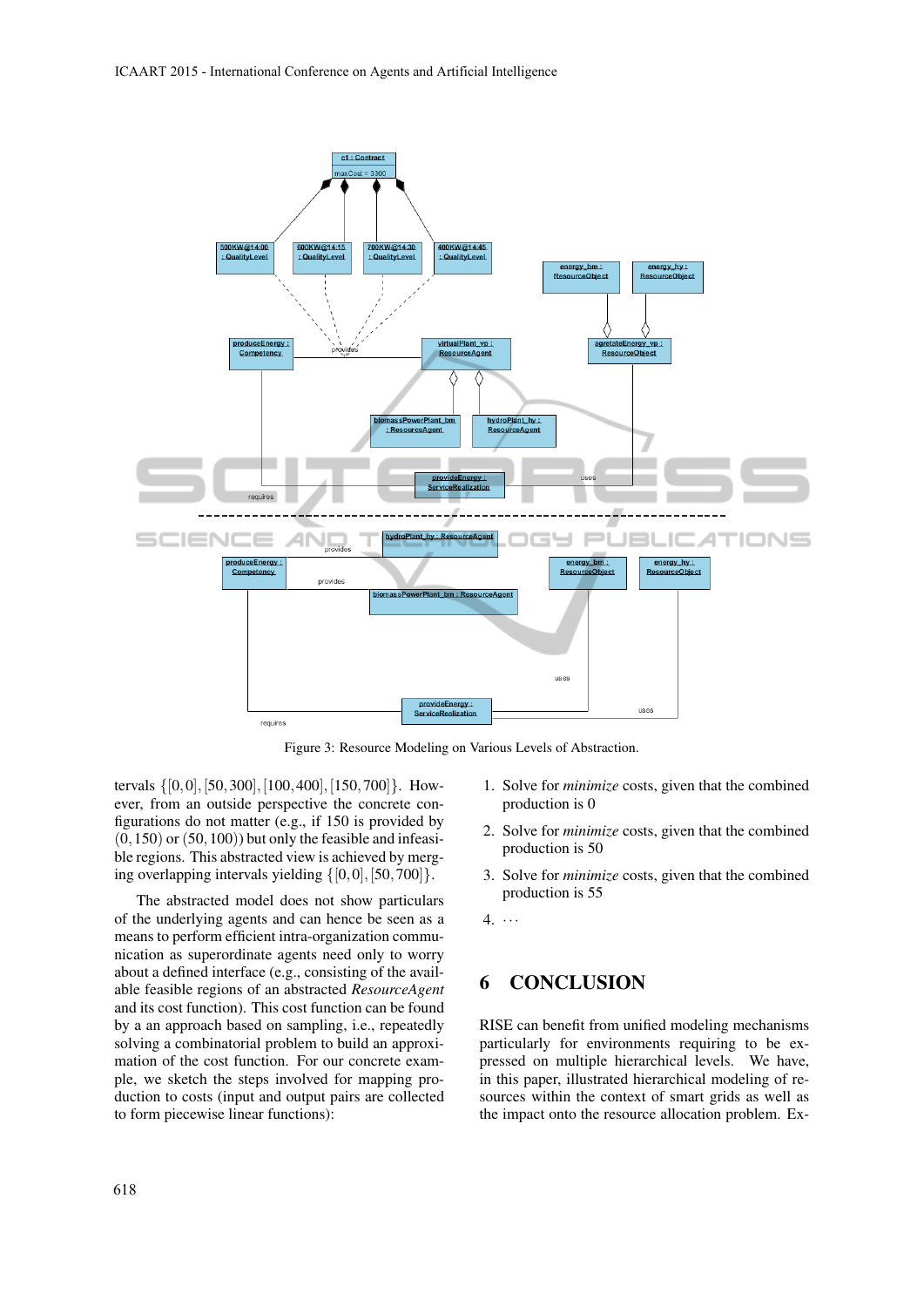Figure 3: Resource Modeling on Various Levels of Abstraction.

tervals $\{[0,0],[50,300],[100,400],[150,700]\}$. However, from an outside perspective the concrete configurations do not matter (e.g., if 150 is provided by $(0,150)$ or $(50,100)$) but only the feasible and infeasible regions. This abstracted view is achieved by merging overlapping intervals yielding $\{[0,0],[50,700]\}$.

The abstracted model does not show particulars of the underlying agents and can hence be seen as a means to perform efficient intra-organization communication as superordinate agents need only to worry about a defined interface (e.g., consisting of the available feasible regions of an abstracted *ResourceAgent* and its cost function). This cost function can be found by a an approach based on sampling, i.e., repeatedly solving a combinatorial problem to build an approximation of the cost function. For our concrete example, we sketch the steps involved for mapping production to costs (input and output pairs are collected to form piecewise linear functions):

1. Solve for *minimize* costs, given that the combined production is 0
2. Solve for *minimize* costs, given that the combined production is 50
3. Solve for *minimize* costs, given that the combined production is 55
4. $\cdots$

## 6 CONCLUSION

RISE can benefit from unified modeling mechanisms particularly for environments requiring to be expressed on multiple hierarchical levels. We have, in this paper, illustrated hierarchical modeling of resources within the context of smart grids as well as the impact onto the resource allocation problem. Ex-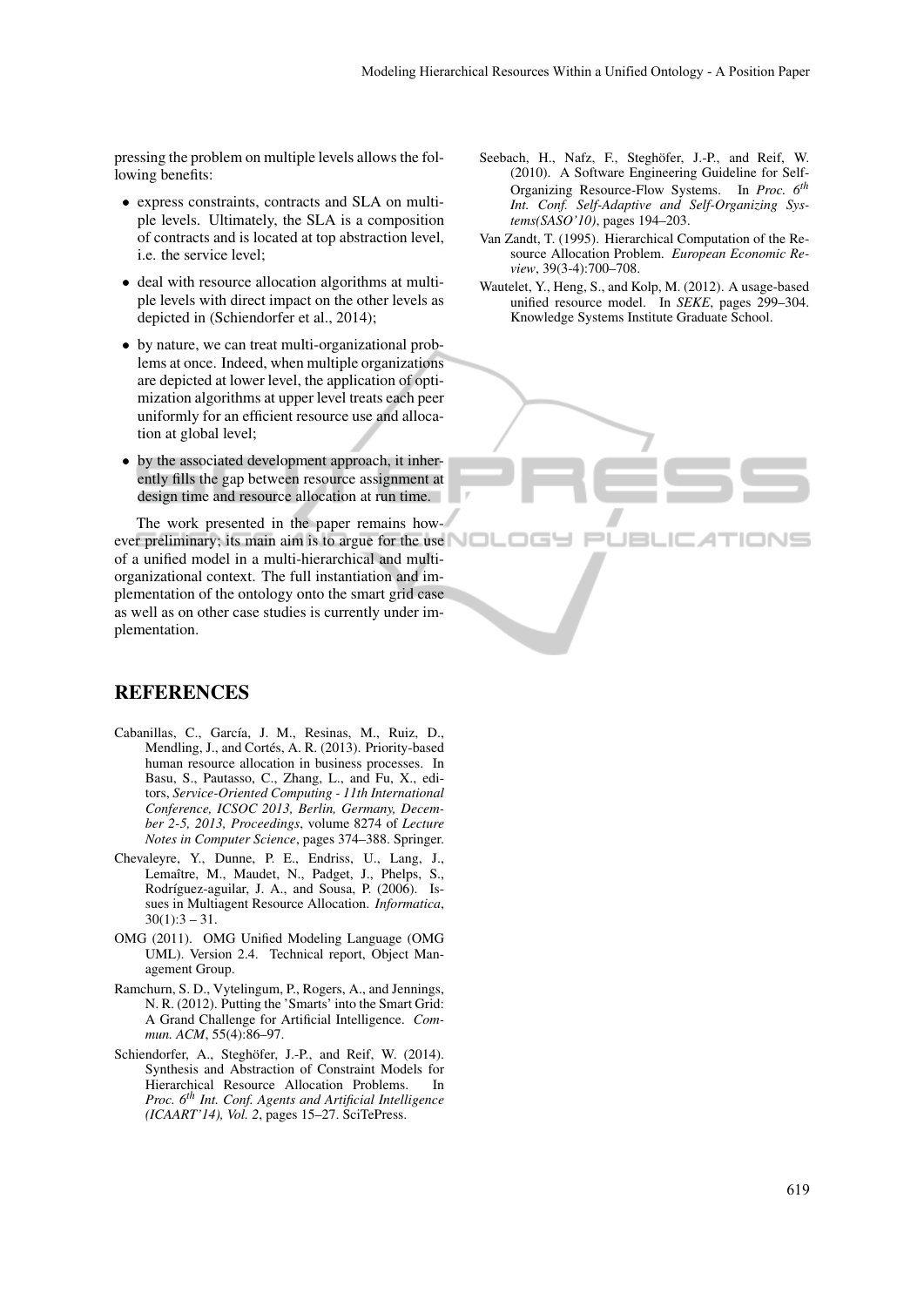pressing the problem on multiple levels allows the following benefits:

- express constraints, contracts and SLA on multiple levels. Ultimately, the SLA is a composition of contracts and is located at top abstraction level, i.e. the service level;
- deal with resource allocation algorithms at multiple levels with direct impact on the other levels as depicted in (Schiendorfer et al., 2014);
- by nature, we can treat multi-organizational problems at once. Indeed, when multiple organizations are depicted at lower level, the application of optimization algorithms at upper level treats each peer uniformly for an efficient resource use and allocation at global level;
- by the associated development approach, it inherently fills the gap between resource assignment at design time and resource allocation at run time.

The work presented in the paper remains however preliminary; its main aim is to argue for the use of a unified model in a multi-hierarchical and multi-organizational context. The full instantiation and implementation of the ontology onto the smart grid case as well as on other case studies is currently under implementation.

## REFERENCES

Cabanillas, C., García, J. M., Resinas, M., Ruiz, D., Mendling, J., and Cortés, A. R. (2013). Priority-based human resource allocation in business processes. In Basu, S., Pautasso, C., Zhang, L., and Fu, X., editors, *Service-Oriented Computing - 11th International Conference, ICSOC 2013, Berlin, Germany, December 2-5, 2013, Proceedings*, volume 8274 of *Lecture Notes in Computer Science*, pages 374–388. Springer.

Chevaleyre, Y., Dunne, P. E., Endriss, U., Lang, J., Lemaître, M., Maudet, N., Padget, J., Phelps, S., Rodríguez-aguilar, J. A., and Sousa, P. (2006). Issues in Multiagent Resource Allocation. *Informatica*, 30(1):3 – 31.

OMG (2011). OMG Unified Modeling Language (OMG UML). Version 2.4. Technical report, Object Management Group.

Ramchurn, S. D., Vytelingum, P., Rogers, A., and Jennings, N. R. (2012). Putting the 'Smarts' into the Smart Grid: A Grand Challenge for Artificial Intelligence. *Commun. ACM*, 55(4):86–97.

Schiendorfer, A., Steghöfer, J.-P., and Reif, W. (2014). Synthesis and Abstraction of Constraint Models for Hierarchical Resource Allocation Problems. In *Proc. 6th Int. Conf. Agents and Artificial Intelligence (ICAART'14), Vol. 2*, pages 15–27. SciTePress.

Seebach, H., Nafz, F., Steghöfer, J.-P., and Reif, W. (2010). A Software Engineering Guideline for Self-Organizing Resource-Flow Systems. In *Proc. 6th Int. Conf. Self-Adaptive and Self-Organizing Systems(SASO'10)*, pages 194–203.

Van Zandt, T. (1995). Hierarchical Computation of the Resource Allocation Problem. *European Economic Review*, 39(3-4):700–708.

Wautelet, Y., Heng, S., and Kolp, M. (2012). A usage-based unified resource model. In *SEKE*, pages 299–304. Knowledge Systems Institute Graduate School.